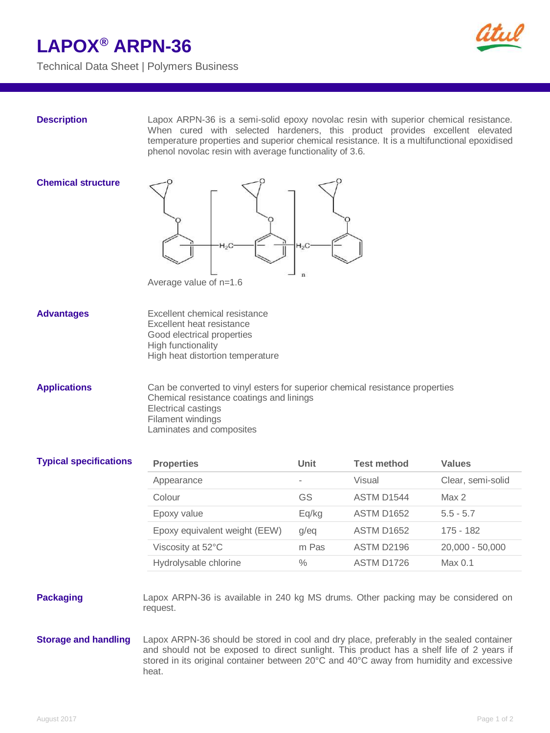# LAPOX® ARPN-36

Technical Data Sheet | Polymers Business

## Description

Lapox ARPN-36 is a semi-solid epoxy novolac resin with superior chemical resistance. When cured with selected hardeners, this product provides excellent elevated temperature properties and superior chemical resistance. It is a multifunctional epoxidised phenol novolac resin with average functionality of 3.6.

## Chemical structure

Average value of n=1.6

## Advantages

Excellent chemical resistance
Excellent heat resistance
Good electrical properties
High functionality
High heat distortion temperature

## Applications

Can be converted to vinyl esters for superior chemical resistance properties
Chemical resistance coatings and linings
Electrical castings
Filament windings
Laminates and composites

## Typical specifications

| Properties | Unit | Test method | Values |
|---|---|---|---|
| Appearance | - | Visual | Clear, semi-solid |
| Colour | GS | ASTM D1544 | Max 2 |
| Epoxy value | Eq/kg | ASTM D1652 | 5.5 - 5.7 |
| Epoxy equivalent weight (EEW) | g/eq | ASTM D1652 | 175 - 182 |
| Viscosity at 52°C | m Pas | ASTM D2196 | 20,000 - 50,000 |
| Hydrolysable chlorine | % | ASTM D1726 | Max 0.1 |

## Packaging

Lapox ARPN-36 is available in 240 kg MS drums. Other packing may be considered on request.

## Storage and handling

Lapox ARPN-36 should be stored in cool and dry place, preferably in the sealed container and should not be exposed to direct sunlight. This product has a shelf life of 2 years if stored in its original container between 20°C and 40°C away from humidity and excessive heat.

August 2017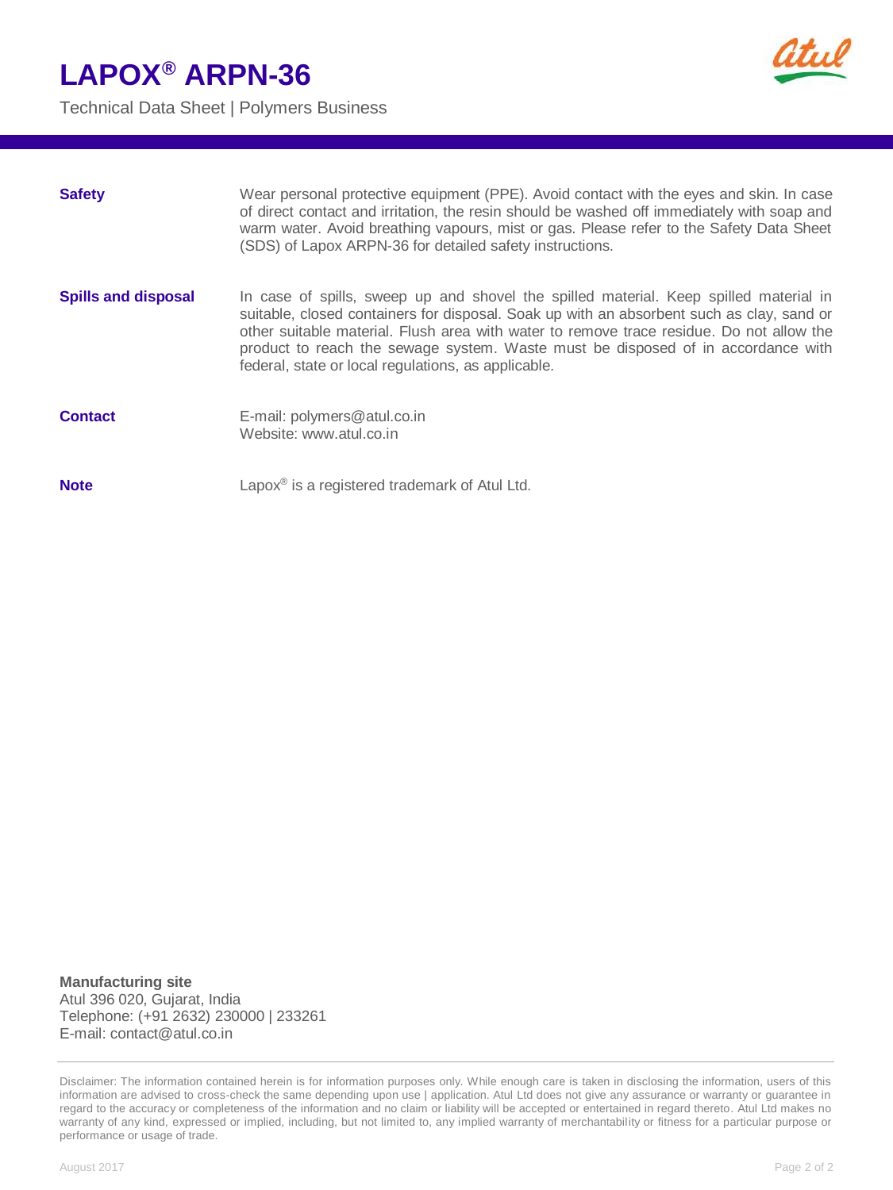**Safety**

Wear personal protective equipment (PPE). Avoid contact with the eyes and skin. In case of direct contact and irritation, the resin should be washed off immediately with soap and warm water. Avoid breathing vapours, mist or gas. Please refer to the Safety Data Sheet (SDS) of Lapox ARPN-36 for detailed safety instructions.

**Spills and disposal**

In case of spills, sweep up and shovel the spilled material. Keep spilled material in suitable, closed containers for disposal. Soak up with an absorbent such as clay, sand or other suitable material. Flush area with water to remove trace residue. Do not allow the product to reach the sewage system. Waste must be disposed of in accordance with federal, state or local regulations, as applicable.

**Contact**

E-mail: polymers@atul.co.in
Website: www.atul.co.in

**Note**

Lapox® is a registered trademark of Atul Ltd.

**Manufacturing site**
Atul 396 020, Gujarat, India
Telephone: (+91 2632) 230000 | 233261
E-mail: contact@atul.co.in

Disclaimer: The information contained herein is for information purposes only. While enough care is taken in disclosing the information, users of this information are advised to cross-check the same depending upon use | application. Atul Ltd does not give any assurance or warranty or guarantee in regard to the accuracy or completeness of the information and no claim or liability will be accepted or entertained in regard thereto. Atul Ltd makes no warranty of any kind, expressed or implied, including, but not limited to, any implied warranty of merchantability or fitness for a particular purpose or performance or usage of trade.

August 2017